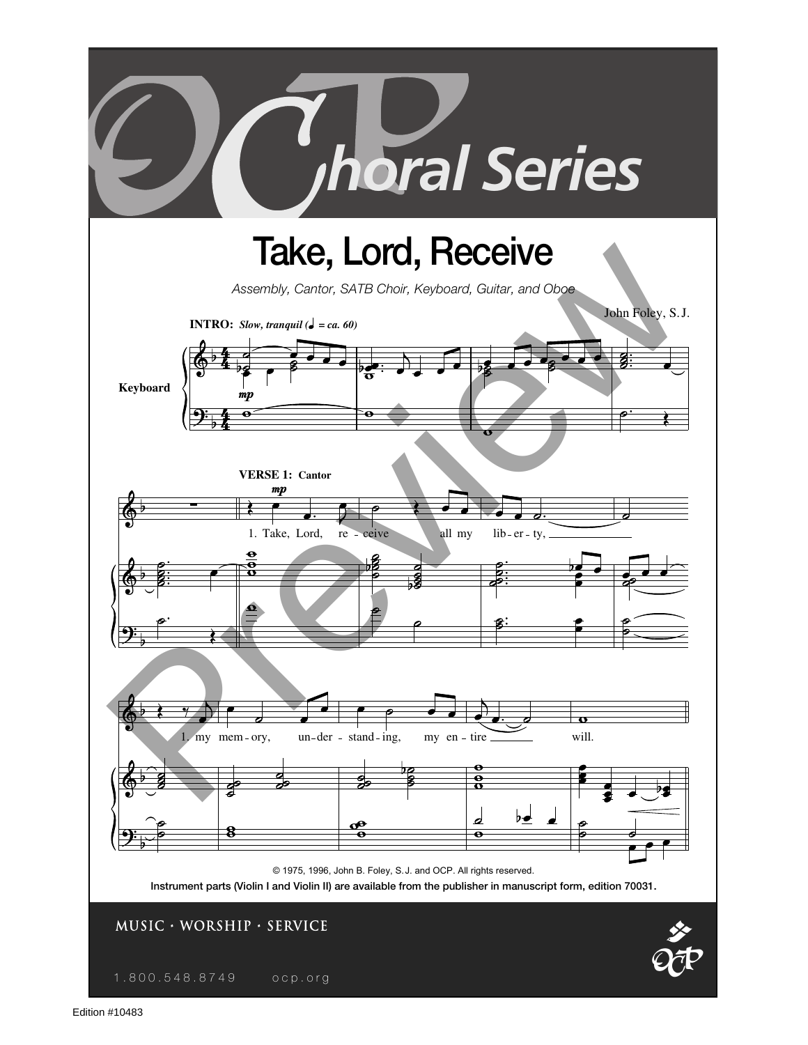# OCP Choral Series

## Take, Lord, Receive

*Assembly, Cantor, SATB Choir, Keyboard, Guitar, and Oboe*

John Foley, S.J.

**INTRO:** *Slow, tranquil (♩ = ca. 60)*

Keyboard

*mp*

**VERSE 1: Cantor**

*mp*

1. Take, Lord, re - ceive all my lib - er - ty,

1. my mem - ory, un - der - stand - ing, my en - tire will.

© 1975, 1996, John B. Foley, S.J. and OCP. All rights reserved.

**Instrument parts (Violin I and Violin II) are available from the publisher in manuscript form, edition 70031.**

MUSIC · WORSHIP · SERVICE

1.800.548.8749 ocp.org

Edition #10483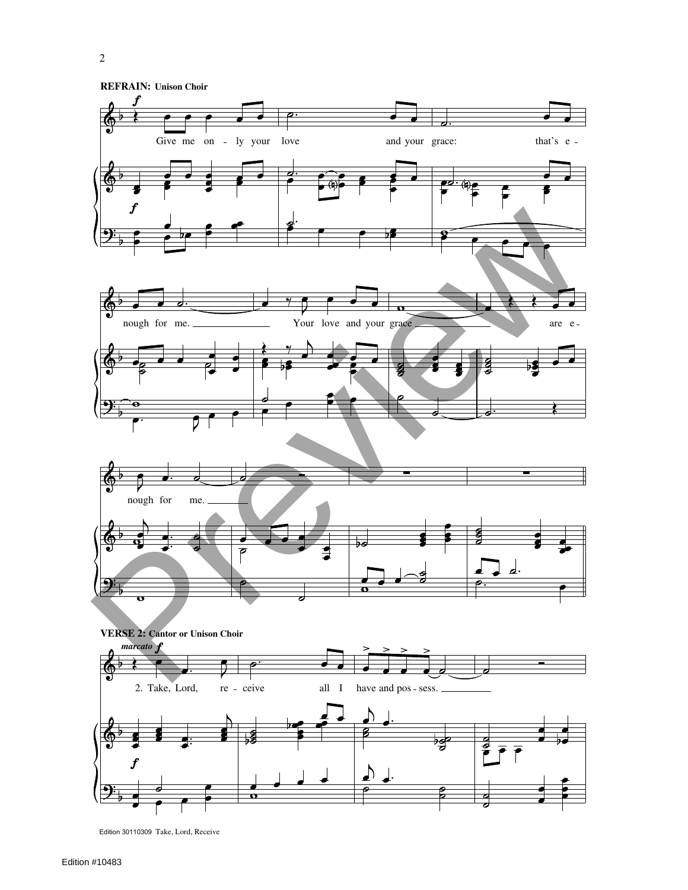**REFRAIN:** Unison Choir

*f*

Give me on - ly your love and your grace: that's e - nough for me. Your love and your grace are e - nough for me.

**VERSE 2:** Cantor or Unison Choir

*marcato* *f*

2. Take, Lord, re - ceive all I have and pos - sess.

Edition 30110309 Take, Lord, Receive

Edition #10483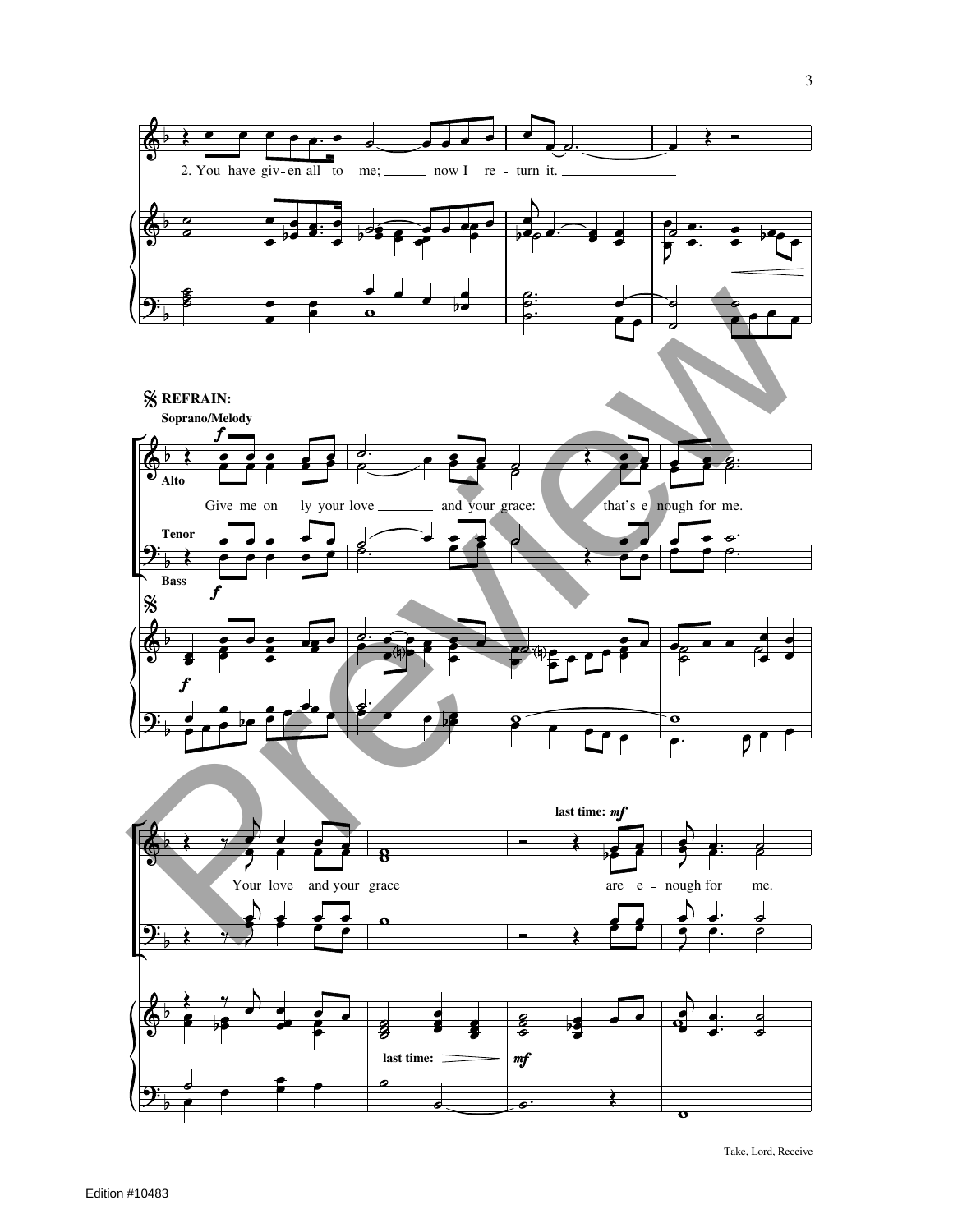2. You have giv - en all to me; now I re - turn it.

𝄋 **REFRAIN:**

**Soprano/Melody**

**Alto**

Give me on - ly your love and your grace: that's e - nough for me.

**Tenor**

**Bass**

Your love and your grace are e - nough for me.

**last time:** *mf*

**last time:** *mf*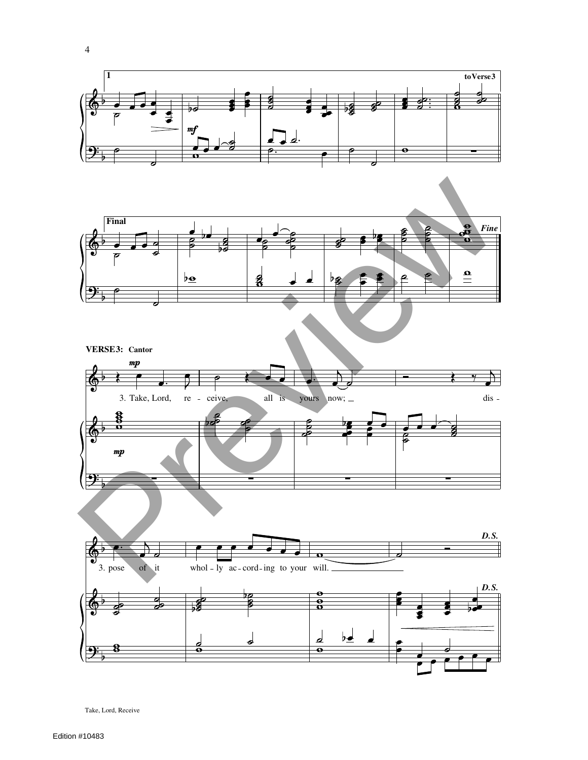**1** — to Verse 3

*mf*

**Final** — *Fine*

**VERSE 3: Cantor**

*mp*

3. Take, Lord, re - ceive, all is yours now; dis -

3. pose of it whol - ly ac - cord - ing to your will.

*D.S.*

Take, Lord, Receive

Edition #10483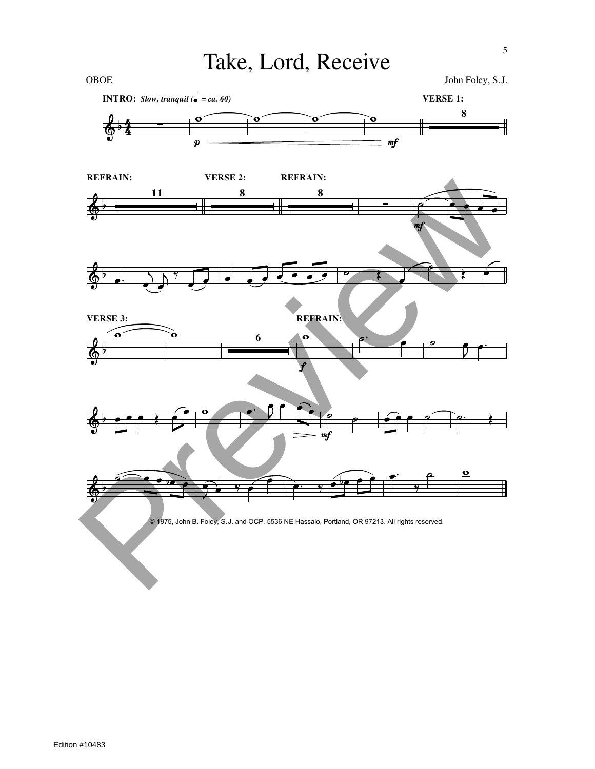# Take, Lord, Receive

OBOE

John Foley, S.J.

**INTRO:** *Slow, tranquil (♩ = ca. 60)*

**VERSE 1:**

**REFRAIN:**

**VERSE 2:**

**REFRAIN:**

**VERSE 3:**

**REFRAIN:**

© 1975, John B. Foley, S.J. and OCP, 5536 NE Hassalo, Portland, OR 97213. All rights reserved.

Edition #10483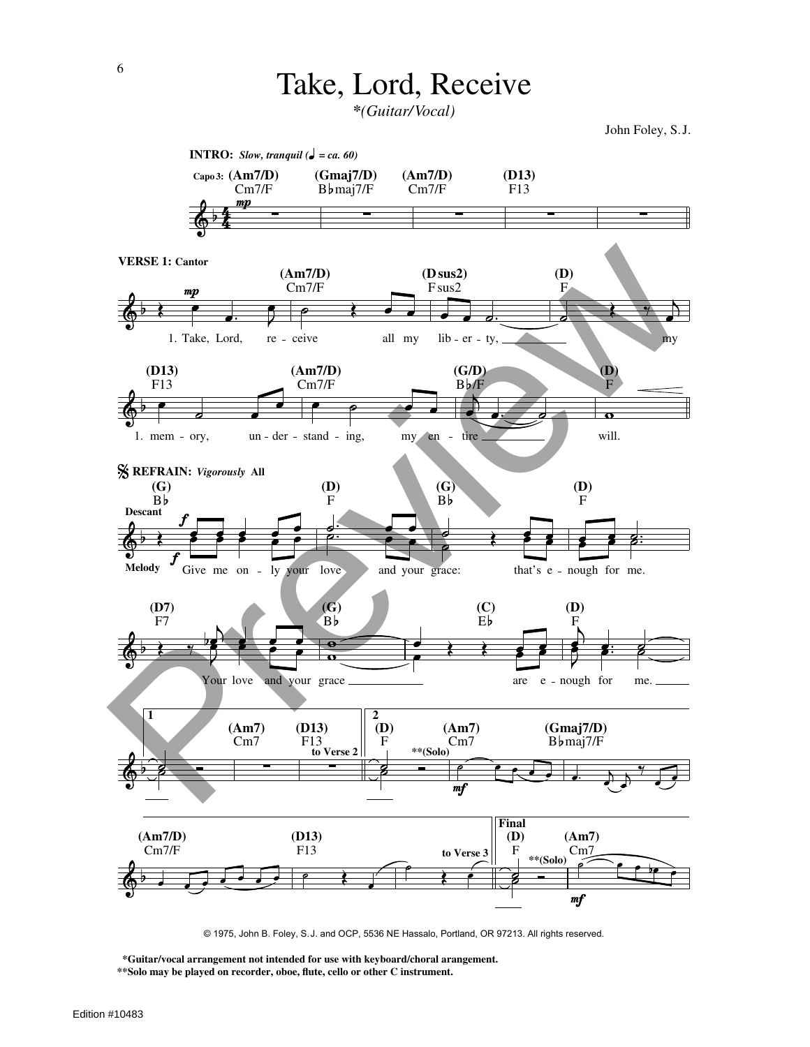# Take, Lord, Receive

*\*(Guitar/Vocal)*

John Foley, S.J.

**INTRO:** *Slow, tranquil (♩ = ca. 60)*

Capo 3: (Am7/D) Cm7/F (Gmaj7/D) B♭maj7/F (Am7/D) Cm7/F (D13) F13

**VERSE 1: Cantor**

(Am7/D) Cm7/F (D sus2) F sus2 (D) F

1. Take, Lord, re - ceive all my lib - er - ty, my

(D13) F13 (Am7/D) Cm7/F (G/D) B♭/F (D) F

1. mem - ory, un - der - stand - ing, my en - tire will.

**REFRAIN:** *Vigorously* **All**

Descant / Melody

(G) B♭ (D) F (G) B♭ (D) F

Give me on - ly your love and your grace: that's e - nough for me.

(D7) F7 (G) B♭ (C) E♭ (D) F

Your love and your grace are e - nough for me.

1. (Am7) Cm7 (D13) F13 to Verse 2

2. (D) F (Am7) Cm7 (Gmaj7/D) B♭maj7/F **(Solo)

(Am7/D) Cm7/F (D13) F13 to Verse 3

Final (D) F (Am7) Cm7 **(Solo)

© 1975, John B. Foley, S.J. and OCP, 5536 NE Hassalo, Portland, OR 97213. All rights reserved.

**\*Guitar/vocal arrangement not intended for use with keyboard/choral arangement.**
**\*\*Solo may be played on recorder, oboe, flute, cello or other C instrument.**

Edition #10483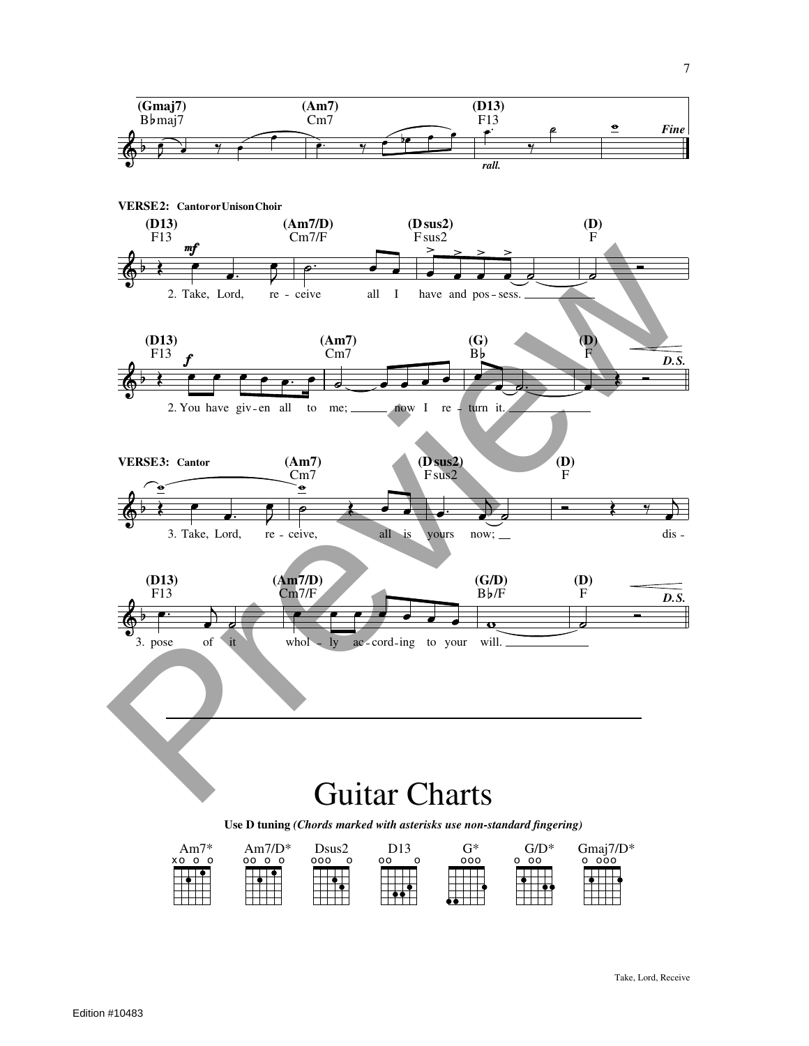VERSE 2: Cantor or Unison Choir

2. Take, Lord, receive all I have and possess.

2. You have given all to me; now I return it.

*D.S.*

VERSE 3: Cantor

3. Take, Lord, receive, all is yours now; dispose of it wholly according to your will.

*D.S.*

# Guitar Charts

**Use D tuning** ***(Chords marked with asterisks use non-standard fingering)***

Am7* Am7/D* Dsus2 D13 G* G/D* Gmaj7/D*

Take, Lord, Receive

Edition #10483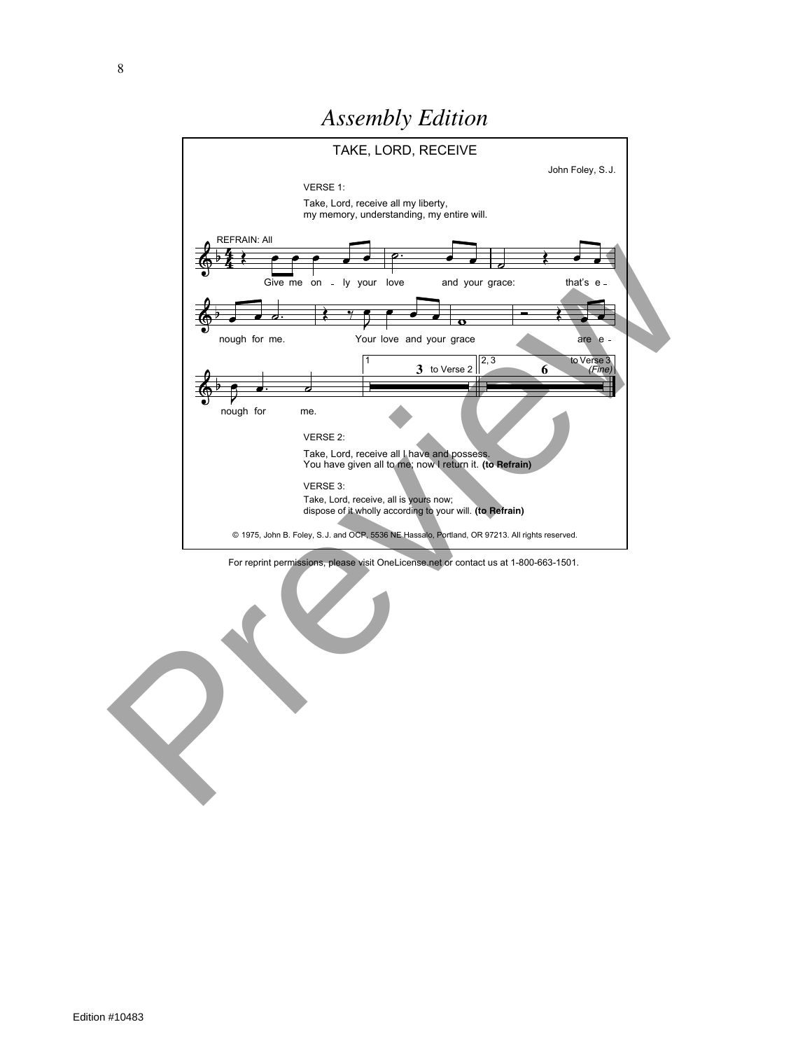# *Assembly Edition*

## TAKE, LORD, RECEIVE

John Foley, S.J.

VERSE 1:

Take, Lord, receive all my liberty,
my memory, understanding, my entire will.

REFRAIN: All

Give me on - ly your love and your grace: that's e - nough for me. Your love and your grace are e - nough for me.

1 — 3 to Verse 2 || 2, 3 — 6 to Verse 3 *(Fine)*

VERSE 2:

Take, Lord, receive all I have and possess.
You have given all to me; now I return it. **(to Refrain)**

VERSE 3:

Take, Lord, receive, all is yours now;
dispose of it wholly according to your will. **(to Refrain)**

© 1975, John B. Foley, S.J. and OCP, 5536 NE Hassalo, Portland, OR 97213. All rights reserved.

For reprint permissions, please visit OneLicense.net or contact us at 1-800-663-1501.

Edition #10483